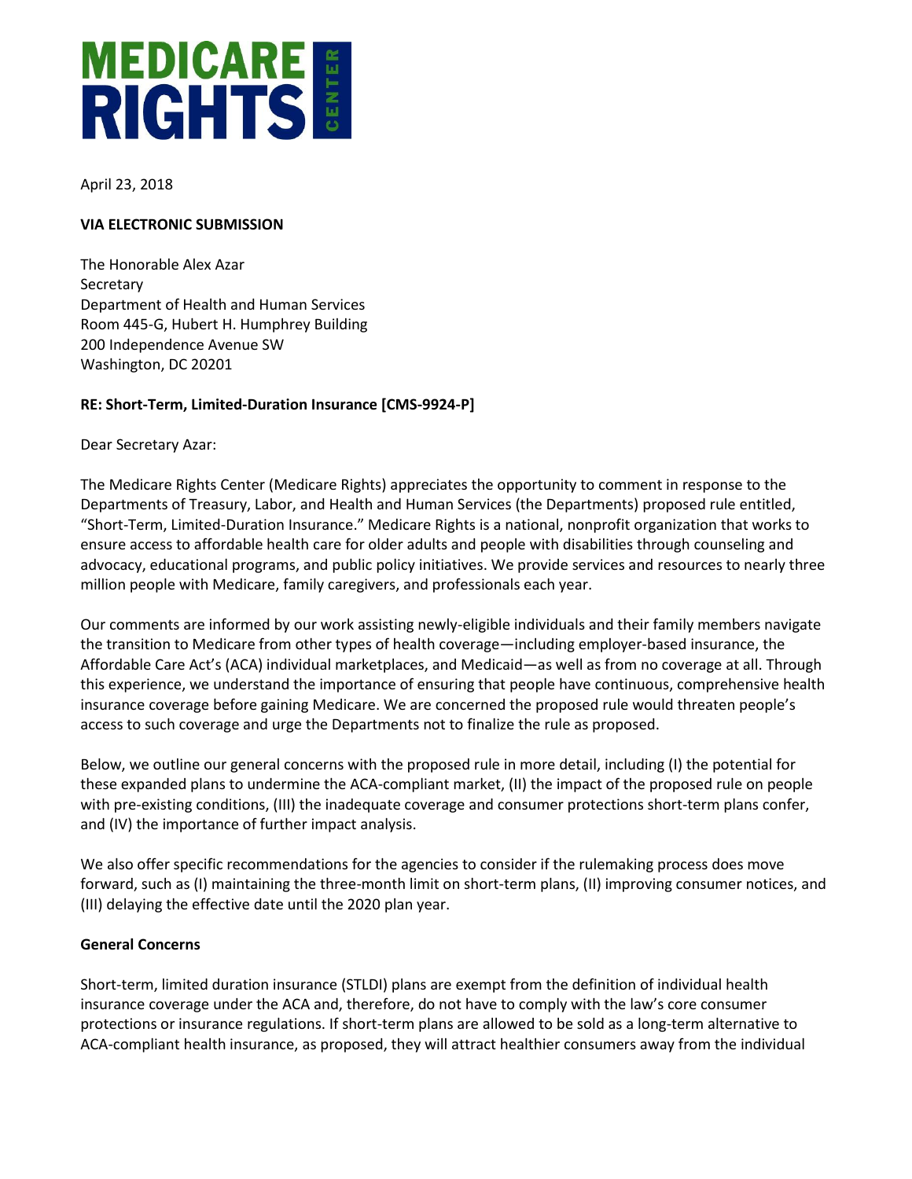# MEDICARE RIGHTS CENTER

April 23, 2018

**VIA ELECTRONIC SUBMISSION**

The Honorable Alex Azar
Secretary
Department of Health and Human Services
Room 445-G, Hubert H. Humphrey Building
200 Independence Avenue SW
Washington, DC 20201

**RE: Short-Term, Limited-Duration Insurance [CMS-9924-P]**

Dear Secretary Azar:

The Medicare Rights Center (Medicare Rights) appreciates the opportunity to comment in response to the Departments of Treasury, Labor, and Health and Human Services (the Departments) proposed rule entitled, "Short-Term, Limited-Duration Insurance." Medicare Rights is a national, nonprofit organization that works to ensure access to affordable health care for older adults and people with disabilities through counseling and advocacy, educational programs, and public policy initiatives. We provide services and resources to nearly three million people with Medicare, family caregivers, and professionals each year.

Our comments are informed by our work assisting newly-eligible individuals and their family members navigate the transition to Medicare from other types of health coverage—including employer-based insurance, the Affordable Care Act's (ACA) individual marketplaces, and Medicaid—as well as from no coverage at all. Through this experience, we understand the importance of ensuring that people have continuous, comprehensive health insurance coverage before gaining Medicare. We are concerned the proposed rule would threaten people's access to such coverage and urge the Departments not to finalize the rule as proposed.

Below, we outline our general concerns with the proposed rule in more detail, including (I) the potential for these expanded plans to undermine the ACA-compliant market, (II) the impact of the proposed rule on people with pre-existing conditions, (III) the inadequate coverage and consumer protections short-term plans confer, and (IV) the importance of further impact analysis.

We also offer specific recommendations for the agencies to consider if the rulemaking process does move forward, such as (I) maintaining the three-month limit on short-term plans, (II) improving consumer notices, and (III) delaying the effective date until the 2020 plan year.

**General Concerns**

Short-term, limited duration insurance (STLDI) plans are exempt from the definition of individual health insurance coverage under the ACA and, therefore, do not have to comply with the law's core consumer protections or insurance regulations. If short-term plans are allowed to be sold as a long-term alternative to ACA-compliant health insurance, as proposed, they will attract healthier consumers away from the individual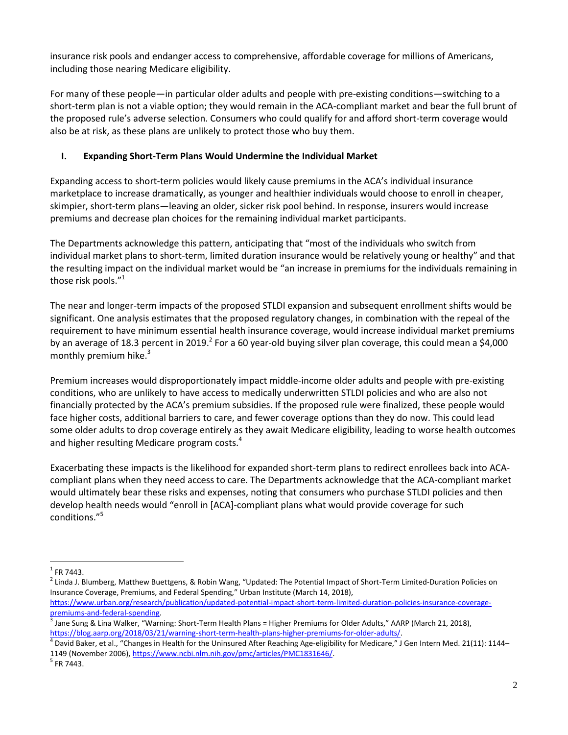insurance risk pools and endanger access to comprehensive, affordable coverage for millions of Americans, including those nearing Medicare eligibility.

For many of these people—in particular older adults and people with pre-existing conditions—switching to a short-term plan is not a viable option; they would remain in the ACA-compliant market and bear the full brunt of the proposed rule's adverse selection. Consumers who could qualify for and afford short-term coverage would also be at risk, as these plans are unlikely to protect those who buy them.

## I. Expanding Short-Term Plans Would Undermine the Individual Market

Expanding access to short-term policies would likely cause premiums in the ACA's individual insurance marketplace to increase dramatically, as younger and healthier individuals would choose to enroll in cheaper, skimpier, short-term plans—leaving an older, sicker risk pool behind. In response, insurers would increase premiums and decrease plan choices for the remaining individual market participants.

The Departments acknowledge this pattern, anticipating that "most of the individuals who switch from individual market plans to short-term, limited duration insurance would be relatively young or healthy" and that the resulting impact on the individual market would be "an increase in premiums for the individuals remaining in those risk pools."[1]

The near and longer-term impacts of the proposed STLDI expansion and subsequent enrollment shifts would be significant. One analysis estimates that the proposed regulatory changes, in combination with the repeal of the requirement to have minimum essential health insurance coverage, would increase individual market premiums by an average of 18.3 percent in 2019.[2] For a 60 year-old buying silver plan coverage, this could mean a $4,000 monthly premium hike.[3]

Premium increases would disproportionately impact middle-income older adults and people with pre-existing conditions, who are unlikely to have access to medically underwritten STLDI policies and who are also not financially protected by the ACA's premium subsidies. If the proposed rule were finalized, these people would face higher costs, additional barriers to care, and fewer coverage options than they do now. This could lead some older adults to drop coverage entirely as they await Medicare eligibility, leading to worse health outcomes and higher resulting Medicare program costs.[4]

Exacerbating these impacts is the likelihood for expanded short-term plans to redirect enrollees back into ACA-compliant plans when they need access to care. The Departments acknowledge that the ACA-compliant market would ultimately bear these risks and expenses, noting that consumers who purchase STLDI policies and then develop health needs would "enroll in [ACA]-compliant plans what would provide coverage for such conditions."[5]

---

[1] FR 7443.

[2] Linda J. Blumberg, Matthew Buettgens, & Robin Wang, "Updated: The Potential Impact of Short-Term Limited-Duration Policies on Insurance Coverage, Premiums, and Federal Spending," Urban Institute (March 14, 2018), https://www.urban.org/research/publication/updated-potential-impact-short-term-limited-duration-policies-insurance-coverage-premiums-and-federal-spending.

[3] Jane Sung & Lina Walker, "Warning: Short-Term Health Plans = Higher Premiums for Older Adults," AARP (March 21, 2018), https://blog.aarp.org/2018/03/21/warning-short-term-health-plans-higher-premiums-for-older-adults/.

[4] David Baker, et al., "Changes in Health for the Uninsured After Reaching Age-eligibility for Medicare," J Gen Intern Med. 21(11): 1144–1149 (November 2006), https://www.ncbi.nlm.nih.gov/pmc/articles/PMC1831646/.

[5] FR 7443.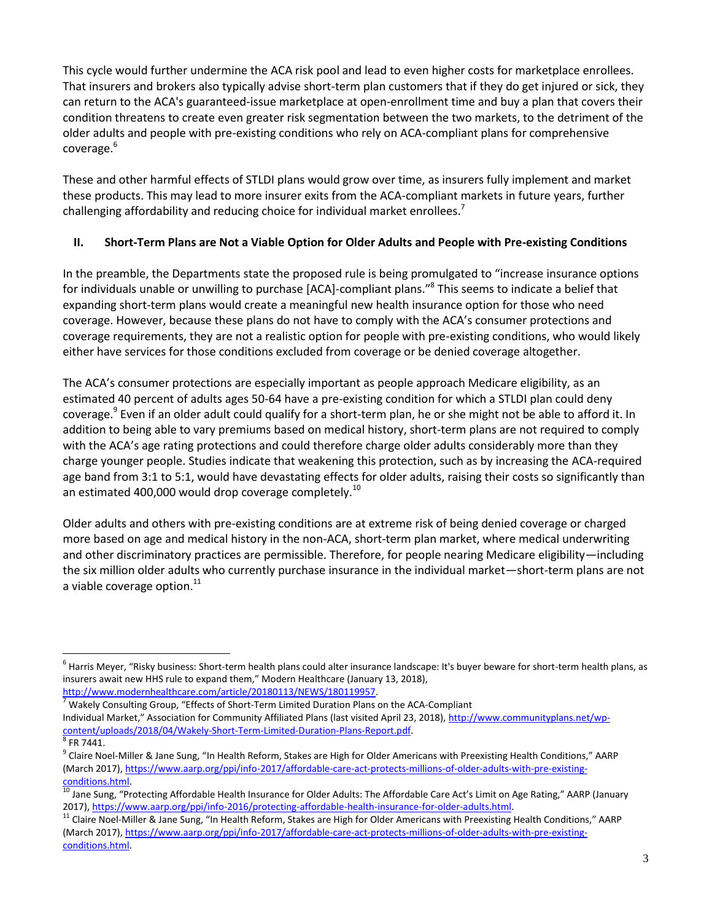This cycle would further undermine the ACA risk pool and lead to even higher costs for marketplace enrollees. That insurers and brokers also typically advise short-term plan customers that if they do get injured or sick, they can return to the ACA's guaranteed-issue marketplace at open-enrollment time and buy a plan that covers their condition threatens to create even greater risk segmentation between the two markets, to the detriment of the older adults and people with pre-existing conditions who rely on ACA-compliant plans for comprehensive coverage.[6]

These and other harmful effects of STLDI plans would grow over time, as insurers fully implement and market these products. This may lead to more insurer exits from the ACA-compliant markets in future years, further challenging affordability and reducing choice for individual market enrollees.[7]

## II. Short-Term Plans are Not a Viable Option for Older Adults and People with Pre-existing Conditions

In the preamble, the Departments state the proposed rule is being promulgated to "increase insurance options for individuals unable or unwilling to purchase [ACA]-compliant plans."[8] This seems to indicate a belief that expanding short-term plans would create a meaningful new health insurance option for those who need coverage. However, because these plans do not have to comply with the ACA's consumer protections and coverage requirements, they are not a realistic option for people with pre-existing conditions, who would likely either have services for those conditions excluded from coverage or be denied coverage altogether.

The ACA's consumer protections are especially important as people approach Medicare eligibility, as an estimated 40 percent of adults ages 50-64 have a pre-existing condition for which a STLDI plan could deny coverage.[9] Even if an older adult could qualify for a short-term plan, he or she might not be able to afford it. In addition to being able to vary premiums based on medical history, short-term plans are not required to comply with the ACA's age rating protections and could therefore charge older adults considerably more than they charge younger people. Studies indicate that weakening this protection, such as by increasing the ACA-required age band from 3:1 to 5:1, would have devastating effects for older adults, raising their costs so significantly than an estimated 400,000 would drop coverage completely.[10]

Older adults and others with pre-existing conditions are at extreme risk of being denied coverage or charged more based on age and medical history in the non-ACA, short-term plan market, where medical underwriting and other discriminatory practices are permissible. Therefore, for people nearing Medicare eligibility—including the six million older adults who currently purchase insurance in the individual market—short-term plans are not a viable coverage option.[11]

---

[6] Harris Meyer, "Risky business: Short-term health plans could alter insurance landscape: It's buyer beware for short-term health plans, as insurers await new HHS rule to expand them," Modern Healthcare (January 13, 2018), http://www.modernhealthcare.com/article/20180113/NEWS/180119957.

[7] Wakely Consulting Group, "Effects of Short-Term Limited Duration Plans on the ACA-Compliant Individual Market," Association for Community Affiliated Plans (last visited April 23, 2018), http://www.communityplans.net/wp-content/uploads/2018/04/Wakely-Short-Term-Limited-Duration-Plans-Report.pdf.

[8] FR 7441.

[9] Claire Noel-Miller & Jane Sung, "In Health Reform, Stakes are High for Older Americans with Preexisting Health Conditions," AARP (March 2017), https://www.aarp.org/ppi/info-2017/affordable-care-act-protects-millions-of-older-adults-with-pre-existing-conditions.html.

[10] Jane Sung, "Protecting Affordable Health Insurance for Older Adults: The Affordable Care Act's Limit on Age Rating," AARP (January 2017), https://www.aarp.org/ppi/info-2016/protecting-affordable-health-insurance-for-older-adults.html.

[11] Claire Noel-Miller & Jane Sung, "In Health Reform, Stakes are High for Older Americans with Preexisting Health Conditions," AARP (March 2017), https://www.aarp.org/ppi/info-2017/affordable-care-act-protects-millions-of-older-adults-with-pre-existing-conditions.html.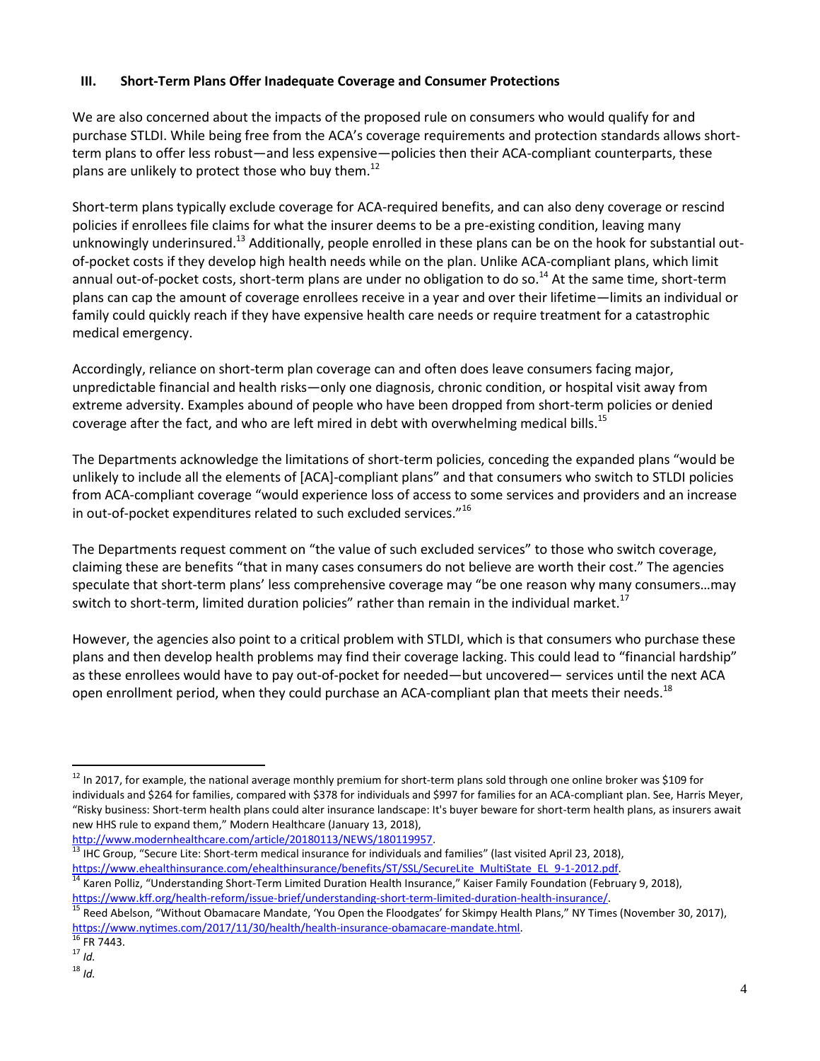### III. Short-Term Plans Offer Inadequate Coverage and Consumer Protections

We are also concerned about the impacts of the proposed rule on consumers who would qualify for and purchase STLDI. While being free from the ACA's coverage requirements and protection standards allows short-term plans to offer less robust—and less expensive—policies then their ACA-compliant counterparts, these plans are unlikely to protect those who buy them.[12]

Short-term plans typically exclude coverage for ACA-required benefits, and can also deny coverage or rescind policies if enrollees file claims for what the insurer deems to be a pre-existing condition, leaving many unknowingly underinsured.[13] Additionally, people enrolled in these plans can be on the hook for substantial out-of-pocket costs if they develop high health needs while on the plan. Unlike ACA-compliant plans, which limit annual out-of-pocket costs, short-term plans are under no obligation to do so.[14] At the same time, short-term plans can cap the amount of coverage enrollees receive in a year and over their lifetime—limits an individual or family could quickly reach if they have expensive health care needs or require treatment for a catastrophic medical emergency.

Accordingly, reliance on short-term plan coverage can and often does leave consumers facing major, unpredictable financial and health risks—only one diagnosis, chronic condition, or hospital visit away from extreme adversity. Examples abound of people who have been dropped from short-term policies or denied coverage after the fact, and who are left mired in debt with overwhelming medical bills.[15]

The Departments acknowledge the limitations of short-term policies, conceding the expanded plans "would be unlikely to include all the elements of [ACA]-compliant plans" and that consumers who switch to STLDI policies from ACA-compliant coverage "would experience loss of access to some services and providers and an increase in out-of-pocket expenditures related to such excluded services."[16]

The Departments request comment on "the value of such excluded services" to those who switch coverage, claiming these are benefits "that in many cases consumers do not believe are worth their cost." The agencies speculate that short-term plans' less comprehensive coverage may "be one reason why many consumers…may switch to short-term, limited duration policies" rather than remain in the individual market.[17]

However, the agencies also point to a critical problem with STLDI, which is that consumers who purchase these plans and then develop health problems may find their coverage lacking. This could lead to "financial hardship" as these enrollees would have to pay out-of-pocket for needed—but uncovered— services until the next ACA open enrollment period, when they could purchase an ACA-compliant plan that meets their needs.[18]

---

[12] In 2017, for example, the national average monthly premium for short-term plans sold through one online broker was $109 for individuals and $264 for families, compared with $378 for individuals and $997 for families for an ACA-compliant plan. See, Harris Meyer, "Risky business: Short-term health plans could alter insurance landscape: It's buyer beware for short-term health plans, as insurers await new HHS rule to expand them," Modern Healthcare (January 13, 2018), http://www.modernhealthcare.com/article/20180113/NEWS/180119957.

[13] IHC Group, "Secure Lite: Short-term medical insurance for individuals and families" (last visited April 23, 2018), https://www.ehealthinsurance.com/ehealthinsurance/benefits/ST/SSL/SecureLite_MultiState_EL_9-1-2012.pdf.

[14] Karen Polliz, "Understanding Short-Term Limited Duration Health Insurance," Kaiser Family Foundation (February 9, 2018), https://www.kff.org/health-reform/issue-brief/understanding-short-term-limited-duration-health-insurance/.

[15] Reed Abelson, "Without Obamacare Mandate, 'You Open the Floodgates' for Skimpy Health Plans," NY Times (November 30, 2017), https://www.nytimes.com/2017/11/30/health/health-insurance-obamacare-mandate.html.

[16] FR 7443.

[17] *Id.*

[18] *Id.*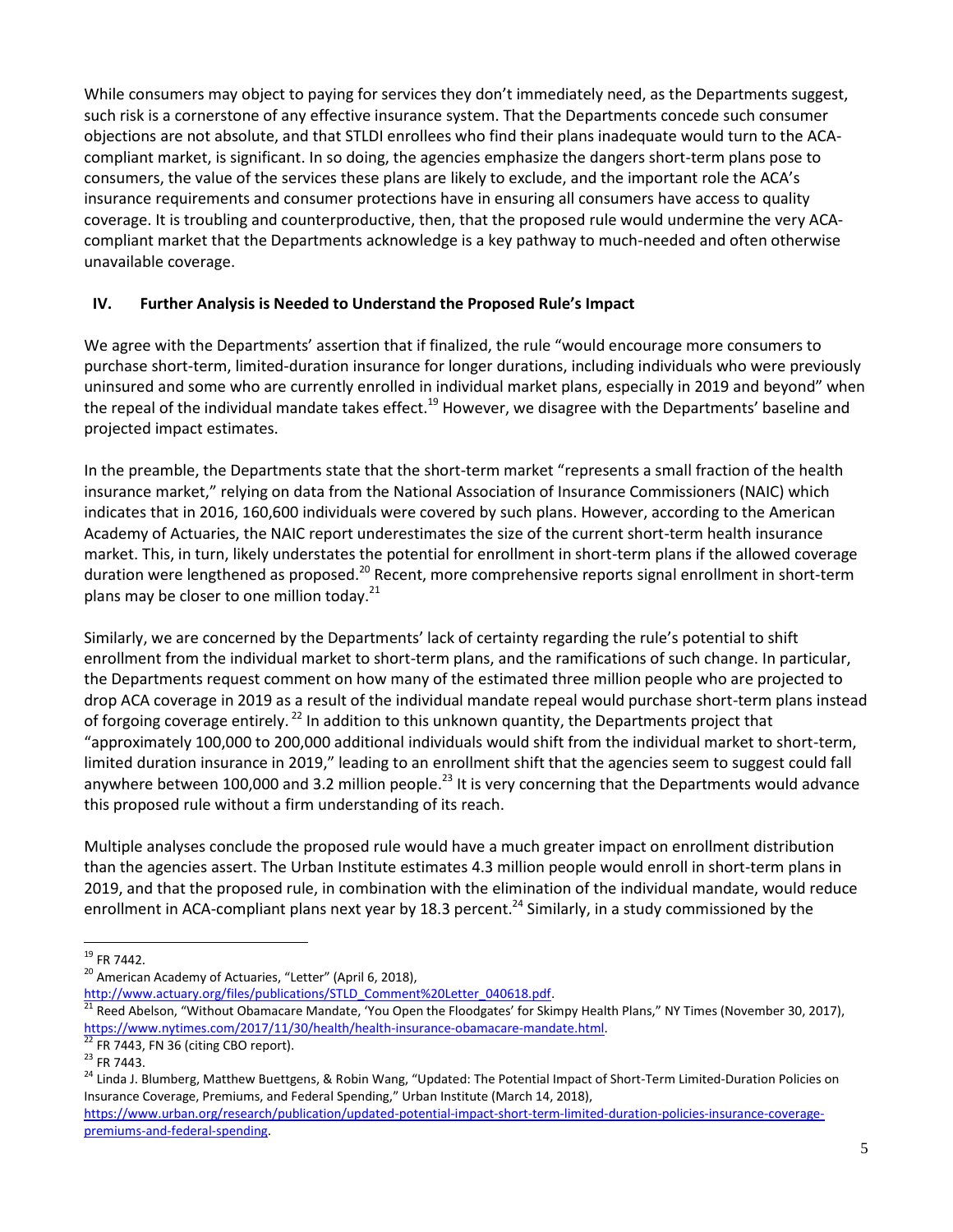While consumers may object to paying for services they don't immediately need, as the Departments suggest, such risk is a cornerstone of any effective insurance system. That the Departments concede such consumer objections are not absolute, and that STLDI enrollees who find their plans inadequate would turn to the ACA-compliant market, is significant. In so doing, the agencies emphasize the dangers short-term plans pose to consumers, the value of the services these plans are likely to exclude, and the important role the ACA's insurance requirements and consumer protections have in ensuring all consumers have access to quality coverage. It is troubling and counterproductive, then, that the proposed rule would undermine the very ACA-compliant market that the Departments acknowledge is a key pathway to much-needed and often otherwise unavailable coverage.

## IV. Further Analysis is Needed to Understand the Proposed Rule's Impact

We agree with the Departments' assertion that if finalized, the rule "would encourage more consumers to purchase short-term, limited-duration insurance for longer durations, including individuals who were previously uninsured and some who are currently enrolled in individual market plans, especially in 2019 and beyond" when the repeal of the individual mandate takes effect.[19] However, we disagree with the Departments' baseline and projected impact estimates.

In the preamble, the Departments state that the short-term market "represents a small fraction of the health insurance market," relying on data from the National Association of Insurance Commissioners (NAIC) which indicates that in 2016, 160,600 individuals were covered by such plans. However, according to the American Academy of Actuaries, the NAIC report underestimates the size of the current short-term health insurance market. This, in turn, likely understates the potential for enrollment in short-term plans if the allowed coverage duration were lengthened as proposed.[20] Recent, more comprehensive reports signal enrollment in short-term plans may be closer to one million today.[21]

Similarly, we are concerned by the Departments' lack of certainty regarding the rule's potential to shift enrollment from the individual market to short-term plans, and the ramifications of such change. In particular, the Departments request comment on how many of the estimated three million people who are projected to drop ACA coverage in 2019 as a result of the individual mandate repeal would purchase short-term plans instead of forgoing coverage entirely.[22] In addition to this unknown quantity, the Departments project that "approximately 100,000 to 200,000 additional individuals would shift from the individual market to short-term, limited duration insurance in 2019," leading to an enrollment shift that the agencies seem to suggest could fall anywhere between 100,000 and 3.2 million people.[23] It is very concerning that the Departments would advance this proposed rule without a firm understanding of its reach.

Multiple analyses conclude the proposed rule would have a much greater impact on enrollment distribution than the agencies assert. The Urban Institute estimates 4.3 million people would enroll in short-term plans in 2019, and that the proposed rule, in combination with the elimination of the individual mandate, would reduce enrollment in ACA-compliant plans next year by 18.3 percent.[24] Similarly, in a study commissioned by the

---

[19] FR 7442.

[20] American Academy of Actuaries, "Letter" (April 6, 2018), http://www.actuary.org/files/publications/STLD_Comment%20Letter_040618.pdf.

[21] Reed Abelson, "Without Obamacare Mandate, 'You Open the Floodgates' for Skimpy Health Plans," NY Times (November 30, 2017), https://www.nytimes.com/2017/11/30/health/health-insurance-obamacare-mandate.html.

[22] FR 7443, FN 36 (citing CBO report).

[23] FR 7443.

[24] Linda J. Blumberg, Matthew Buettgens, & Robin Wang, "Updated: The Potential Impact of Short-Term Limited-Duration Policies on Insurance Coverage, Premiums, and Federal Spending," Urban Institute (March 14, 2018), https://www.urban.org/research/publication/updated-potential-impact-short-term-limited-duration-policies-insurance-coverage-premiums-and-federal-spending.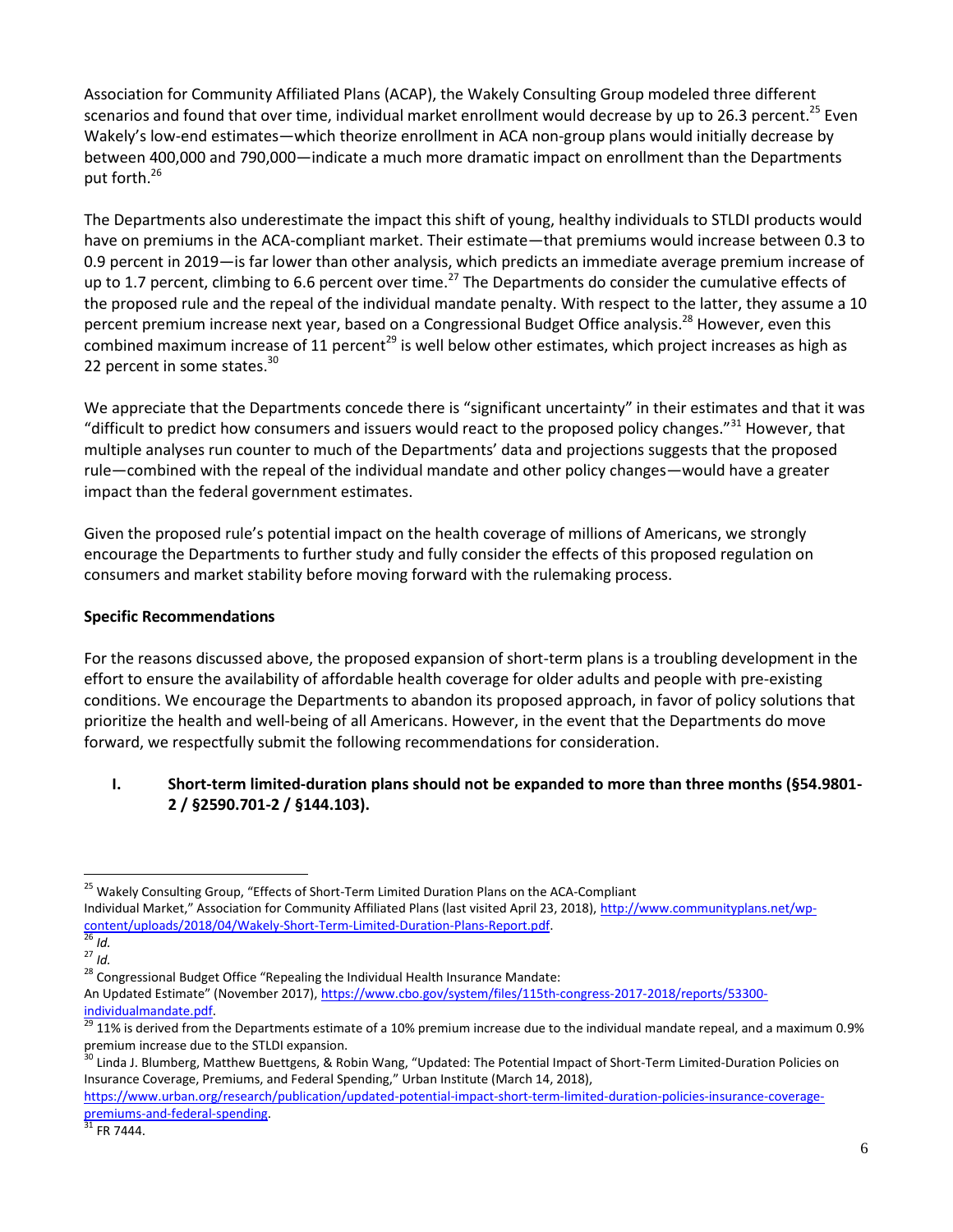Association for Community Affiliated Plans (ACAP), the Wakely Consulting Group modeled three different scenarios and found that over time, individual market enrollment would decrease by up to 26.3 percent.[25] Even Wakely's low-end estimates—which theorize enrollment in ACA non-group plans would initially decrease by between 400,000 and 790,000—indicate a much more dramatic impact on enrollment than the Departments put forth.[26]

The Departments also underestimate the impact this shift of young, healthy individuals to STLDI products would have on premiums in the ACA-compliant market. Their estimate—that premiums would increase between 0.3 to 0.9 percent in 2019—is far lower than other analysis, which predicts an immediate average premium increase of up to 1.7 percent, climbing to 6.6 percent over time.[27] The Departments do consider the cumulative effects of the proposed rule and the repeal of the individual mandate penalty. With respect to the latter, they assume a 10 percent premium increase next year, based on a Congressional Budget Office analysis.[28] However, even this combined maximum increase of 11 percent[29] is well below other estimates, which project increases as high as 22 percent in some states.[30]

We appreciate that the Departments concede there is "significant uncertainty" in their estimates and that it was "difficult to predict how consumers and issuers would react to the proposed policy changes."[31] However, that multiple analyses run counter to much of the Departments' data and projections suggests that the proposed rule—combined with the repeal of the individual mandate and other policy changes—would have a greater impact than the federal government estimates.

Given the proposed rule's potential impact on the health coverage of millions of Americans, we strongly encourage the Departments to further study and fully consider the effects of this proposed regulation on consumers and market stability before moving forward with the rulemaking process.

**Specific Recommendations**

For the reasons discussed above, the proposed expansion of short-term plans is a troubling development in the effort to ensure the availability of affordable health coverage for older adults and people with pre-existing conditions. We encourage the Departments to abandon its proposed approach, in favor of policy solutions that prioritize the health and well-being of all Americans. However, in the event that the Departments do move forward, we respectfully submit the following recommendations for consideration.

**I. Short-term limited-duration plans should not be expanded to more than three months (§54.9801-2 / §2590.701-2 / §144.103).**

---

[25] Wakely Consulting Group, "Effects of Short-Term Limited Duration Plans on the ACA-Compliant Individual Market," Association for Community Affiliated Plans (last visited April 23, 2018), http://www.communityplans.net/wp-content/uploads/2018/04/Wakely-Short-Term-Limited-Duration-Plans-Report.pdf.

[26] *Id.*

[27] *Id.*

[28] Congressional Budget Office "Repealing the Individual Health Insurance Mandate: An Updated Estimate" (November 2017), https://www.cbo.gov/system/files/115th-congress-2017-2018/reports/53300-individualmandate.pdf.

[29] 11% is derived from the Departments estimate of a 10% premium increase due to the individual mandate repeal, and a maximum 0.9% premium increase due to the STLDI expansion.

[30] Linda J. Blumberg, Matthew Buettgens, & Robin Wang, "Updated: The Potential Impact of Short-Term Limited-Duration Policies on Insurance Coverage, Premiums, and Federal Spending," Urban Institute (March 14, 2018), https://www.urban.org/research/publication/updated-potential-impact-short-term-limited-duration-policies-insurance-coverage-premiums-and-federal-spending.

[31] FR 7444.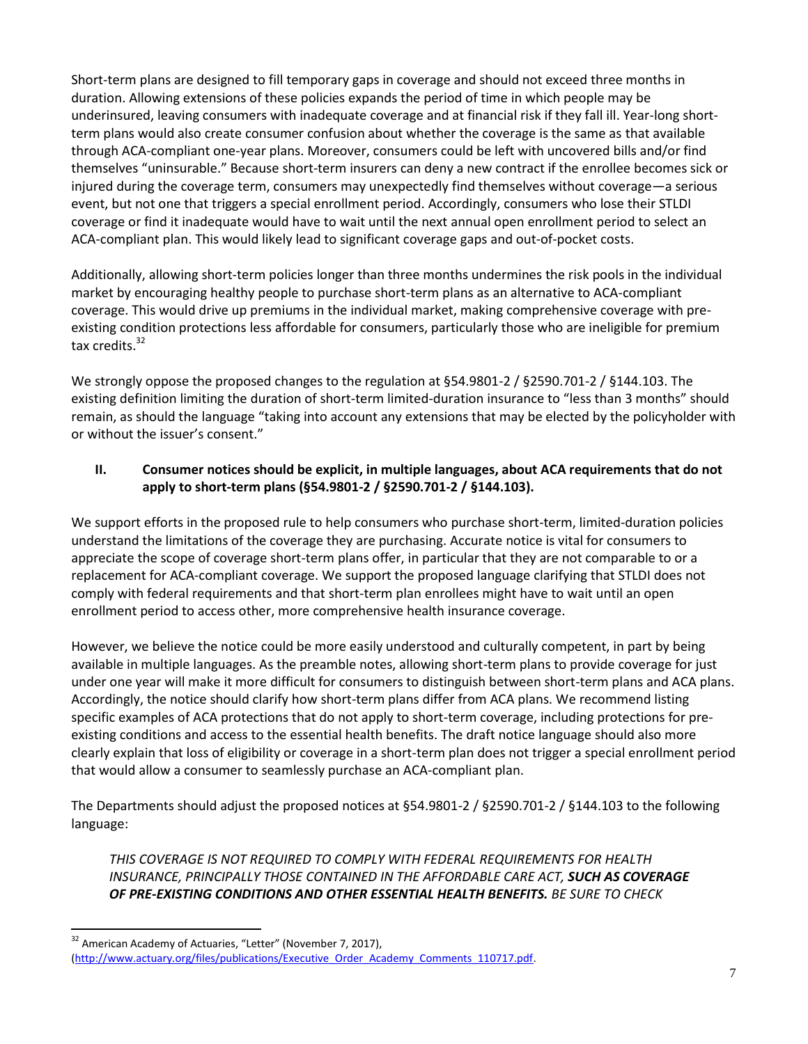Short-term plans are designed to fill temporary gaps in coverage and should not exceed three months in duration. Allowing extensions of these policies expands the period of time in which people may be underinsured, leaving consumers with inadequate coverage and at financial risk if they fall ill. Year-long short-term plans would also create consumer confusion about whether the coverage is the same as that available through ACA-compliant one-year plans. Moreover, consumers could be left with uncovered bills and/or find themselves "uninsurable." Because short-term insurers can deny a new contract if the enrollee becomes sick or injured during the coverage term, consumers may unexpectedly find themselves without coverage—a serious event, but not one that triggers a special enrollment period. Accordingly, consumers who lose their STLDI coverage or find it inadequate would have to wait until the next annual open enrollment period to select an ACA-compliant plan. This would likely lead to significant coverage gaps and out-of-pocket costs.

Additionally, allowing short-term policies longer than three months undermines the risk pools in the individual market by encouraging healthy people to purchase short-term plans as an alternative to ACA-compliant coverage. This would drive up premiums in the individual market, making comprehensive coverage with pre-existing condition protections less affordable for consumers, particularly those who are ineligible for premium tax credits.[32]

We strongly oppose the proposed changes to the regulation at §54.9801-2 / §2590.701-2 / §144.103. The existing definition limiting the duration of short-term limited-duration insurance to "less than 3 months" should remain, as should the language "taking into account any extensions that may be elected by the policyholder with or without the issuer's consent."

## II. Consumer notices should be explicit, in multiple languages, about ACA requirements that do not apply to short-term plans (§54.9801-2 / §2590.701-2 / §144.103).

We support efforts in the proposed rule to help consumers who purchase short-term, limited-duration policies understand the limitations of the coverage they are purchasing. Accurate notice is vital for consumers to appreciate the scope of coverage short-term plans offer, in particular that they are not comparable to or a replacement for ACA-compliant coverage. We support the proposed language clarifying that STLDI does not comply with federal requirements and that short-term plan enrollees might have to wait until an open enrollment period to access other, more comprehensive health insurance coverage.

However, we believe the notice could be more easily understood and culturally competent, in part by being available in multiple languages. As the preamble notes, allowing short-term plans to provide coverage for just under one year will make it more difficult for consumers to distinguish between short-term plans and ACA plans. Accordingly, the notice should clarify how short-term plans differ from ACA plans. We recommend listing specific examples of ACA protections that do not apply to short-term coverage, including protections for pre-existing conditions and access to the essential health benefits. The draft notice language should also more clearly explain that loss of eligibility or coverage in a short-term plan does not trigger a special enrollment period that would allow a consumer to seamlessly purchase an ACA-compliant plan.

The Departments should adjust the proposed notices at §54.9801-2 / §2590.701-2 / §144.103 to the following language:

> *THIS COVERAGE IS NOT REQUIRED TO COMPLY WITH FEDERAL REQUIREMENTS FOR HEALTH INSURANCE, PRINCIPALLY THOSE CONTAINED IN THE AFFORDABLE CARE ACT,* ***SUCH AS COVERAGE OF PRE-EXISTING CONDITIONS AND OTHER ESSENTIAL HEALTH BENEFITS.*** *BE SURE TO CHECK*

---

[32] American Academy of Actuaries, "Letter" (November 7, 2017), (http://www.actuary.org/files/publications/Executive_Order_Academy_Comments_110717.pdf.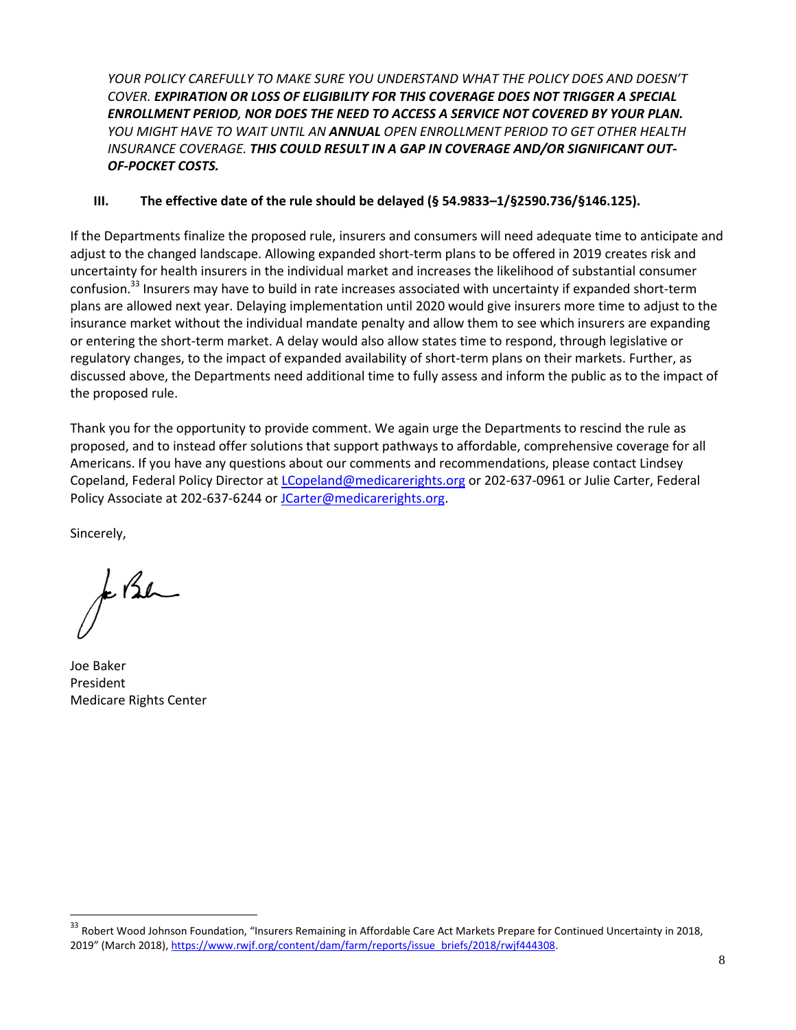*YOUR POLICY CAREFULLY TO MAKE SURE YOU UNDERSTAND WHAT THE POLICY DOES AND DOESN'T COVER. **EXPIRATION OR LOSS OF ELIGIBILITY FOR THIS COVERAGE DOES NOT TRIGGER A SPECIAL ENROLLMENT PERIOD, NOR DOES THE NEED TO ACCESS A SERVICE NOT COVERED BY YOUR PLAN.** YOU MIGHT HAVE TO WAIT UNTIL AN **ANNUAL** OPEN ENROLLMENT PERIOD TO GET OTHER HEALTH INSURANCE COVERAGE. **THIS COULD RESULT IN A GAP IN COVERAGE AND/OR SIGNIFICANT OUT-OF-POCKET COSTS.***

## III. The effective date of the rule should be delayed (§ 54.9833–1/§2590.736/§146.125).

If the Departments finalize the proposed rule, insurers and consumers will need adequate time to anticipate and adjust to the changed landscape. Allowing expanded short-term plans to be offered in 2019 creates risk and uncertainty for health insurers in the individual market and increases the likelihood of substantial consumer confusion.[33] Insurers may have to build in rate increases associated with uncertainty if expanded short-term plans are allowed next year. Delaying implementation until 2020 would give insurers more time to adjust to the insurance market without the individual mandate penalty and allow them to see which insurers are expanding or entering the short-term market. A delay would also allow states time to respond, through legislative or regulatory changes, to the impact of expanded availability of short-term plans on their markets. Further, as discussed above, the Departments need additional time to fully assess and inform the public as to the impact of the proposed rule.

Thank you for the opportunity to provide comment. We again urge the Departments to rescind the rule as proposed, and to instead offer solutions that support pathways to affordable, comprehensive coverage for all Americans. If you have any questions about our comments and recommendations, please contact Lindsey Copeland, Federal Policy Director at LCopeland@medicarerights.org or 202-637-0961 or Julie Carter, Federal Policy Associate at 202-637-6244 or JCarter@medicarerights.org.

Sincerely,

Joe Baker
President
Medicare Rights Center

---

[33] Robert Wood Johnson Foundation, "Insurers Remaining in Affordable Care Act Markets Prepare for Continued Uncertainty in 2018, 2019" (March 2018), https://www.rwjf.org/content/dam/farm/reports/issue_briefs/2018/rwjf444308.